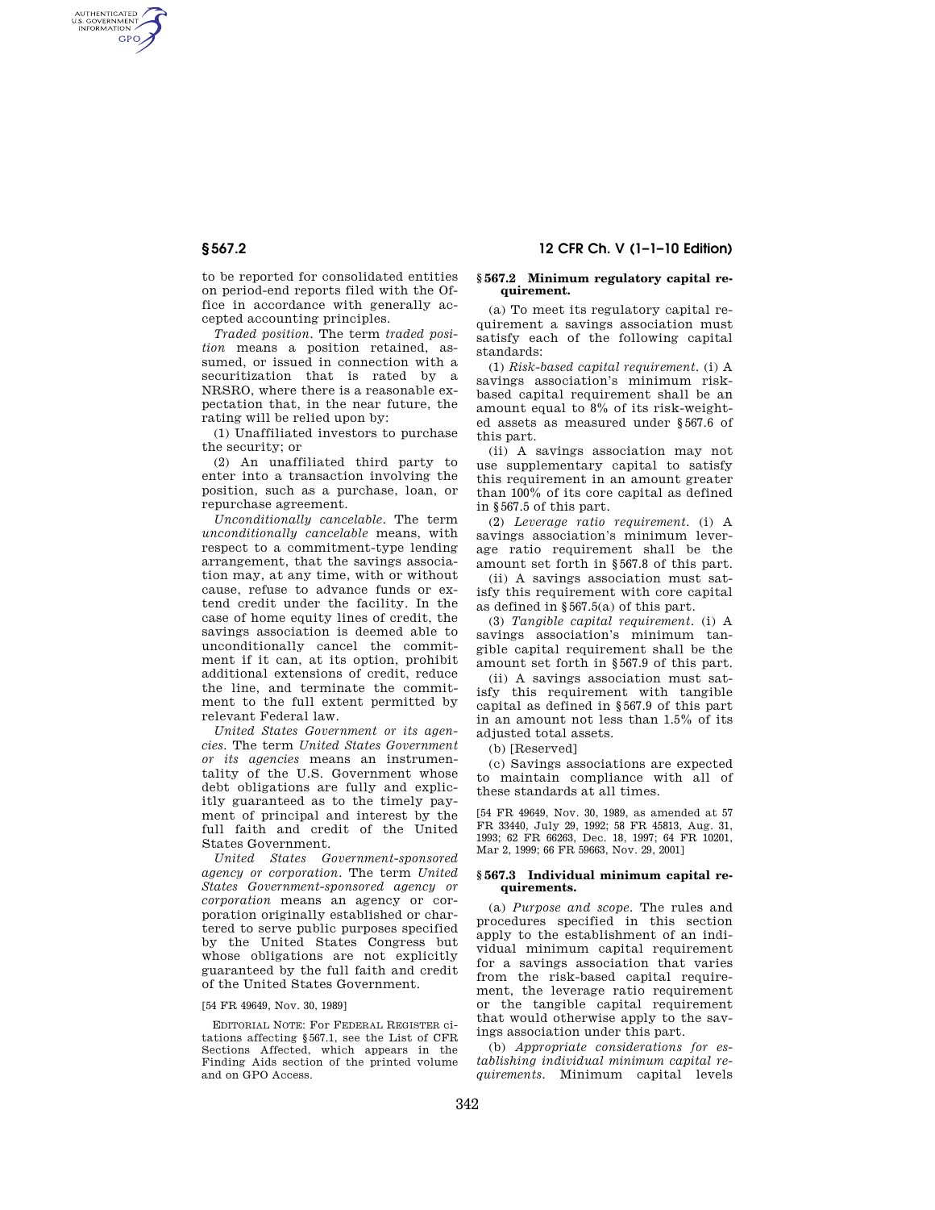to be reported for consolidated entities on period-end reports filed with the Office in accordance with generally accepted accounting principles.

*Traded position.* The term *traded position* means a position retained, assumed, or issued in connection with a securitization that is rated by a NRSRO, where there is a reasonable expectation that, in the near future, the rating will be relied upon by:

(1) Unaffiliated investors to purchase the security; or

(2) An unaffiliated third party to enter into a transaction involving the position, such as a purchase, loan, or repurchase agreement.

*Unconditionally cancelable.* The term *unconditionally cancelable* means, with respect to a commitment-type lending arrangement, that the savings association may, at any time, with or without cause, refuse to advance funds or extend credit under the facility. In the case of home equity lines of credit, the savings association is deemed able to unconditionally cancel the commitment if it can, at its option, prohibit additional extensions of credit, reduce the line, and terminate the commitment to the full extent permitted by relevant Federal law.

*United States Government or its agencies.* The term *United States Government or its agencies* means an instrumentality of the U.S. Government whose debt obligations are fully and explicitly guaranteed as to the timely payment of principal and interest by the full faith and credit of the United States Government.

*United States Government-sponsored agency or corporation.* The term *United States Government-sponsored agency or corporation* means an agency or corporation originally established or chartered to serve public purposes specified by the United States Congress but whose obligations are not explicitly guaranteed by the full faith and credit of the United States Government.

[54 FR 49649, Nov. 30, 1989]

EDITORIAL NOTE: For FEDERAL REGISTER citations affecting §567.1, see the List of CFR Sections Affected, which appears in the Finding Aids section of the printed volume and on GPO Access.

### §567.2 Minimum regulatory capital requirement.

(a) To meet its regulatory capital requirement a savings association must satisfy each of the following capital standards:

(1) *Risk-based capital requirement.* (i) A savings association's minimum risk-based capital requirement shall be an amount equal to 8% of its risk-weighted assets as measured under §567.6 of this part.

(ii) A savings association may not use supplementary capital to satisfy this requirement in an amount greater than 100% of its core capital as defined in §567.5 of this part.

(2) *Leverage ratio requirement.* (i) A savings association's minimum leverage ratio requirement shall be the amount set forth in §567.8 of this part.

(ii) A savings association must satisfy this requirement with core capital as defined in §567.5(a) of this part.

(3) *Tangible capital requirement.* (i) A savings association's minimum tangible capital requirement shall be the amount set forth in §567.9 of this part.

(ii) A savings association must satisfy this requirement with tangible capital as defined in §567.9 of this part in an amount not less than 1.5% of its adjusted total assets.

(b) [Reserved]

(c) Savings associations are expected to maintain compliance with all of these standards at all times.

[54 FR 49649, Nov. 30, 1989, as amended at 57 FR 33440, July 29, 1992; 58 FR 45813, Aug. 31, 1993; 62 FR 66263, Dec. 18, 1997; 64 FR 10201, Mar 2, 1999; 66 FR 59663, Nov. 29, 2001]

### §567.3 Individual minimum capital requirements.

(a) *Purpose and scope.* The rules and procedures specified in this section apply to the establishment of an individual minimum capital requirement for a savings association that varies from the risk-based capital requirement, the leverage ratio requirement or the tangible capital requirement that would otherwise apply to the savings association under this part.

(b) *Appropriate considerations for establishing individual minimum capital requirements.* Minimum capital levels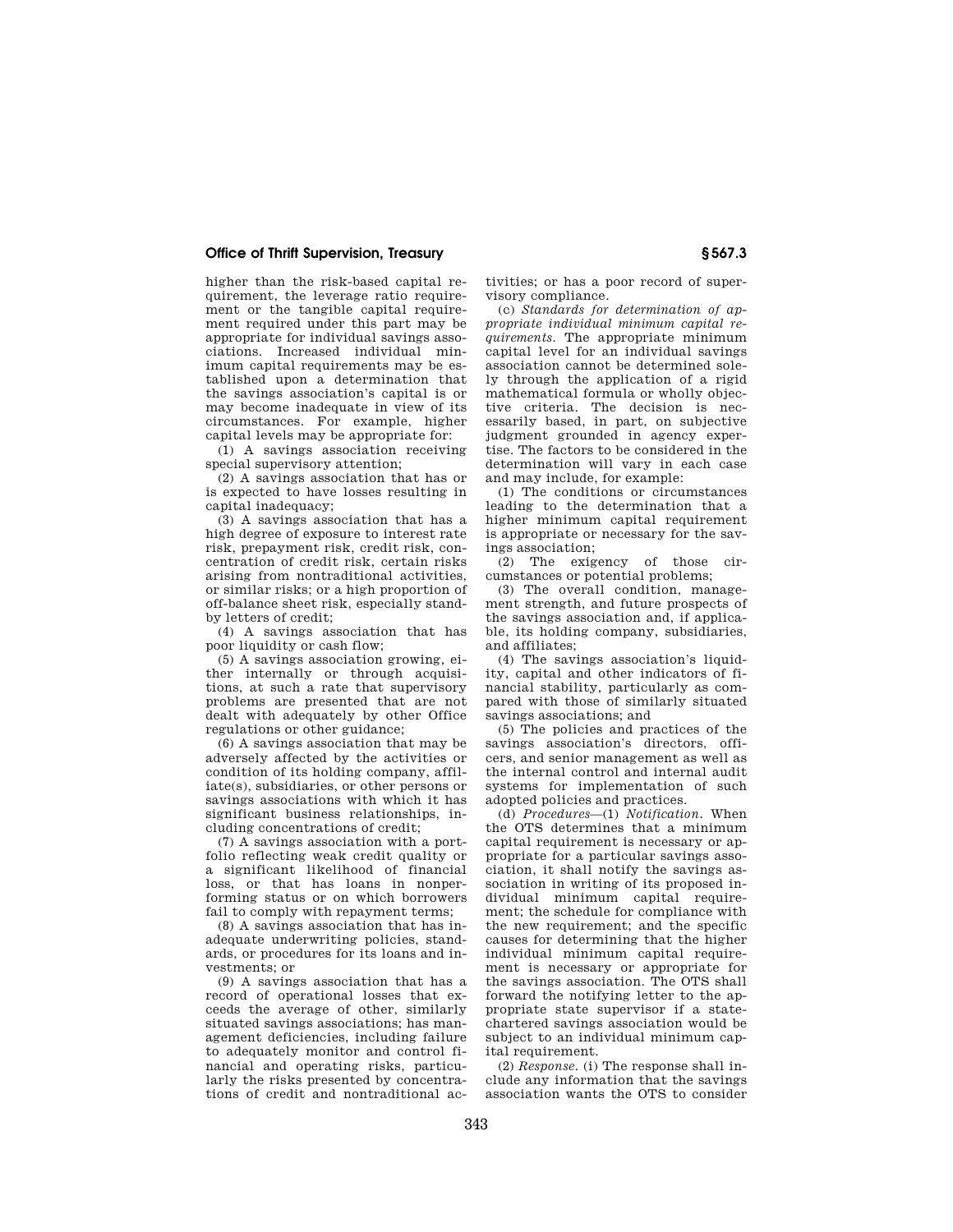higher than the risk-based capital requirement, the leverage ratio requirement or the tangible capital requirement required under this part may be appropriate for individual savings associations. Increased individual minimum capital requirements may be established upon a determination that the savings association's capital is or may become inadequate in view of its circumstances. For example, higher capital levels may be appropriate for:

(1) A savings association receiving special supervisory attention;

(2) A savings association that has or is expected to have losses resulting in capital inadequacy;

(3) A savings association that has a high degree of exposure to interest rate risk, prepayment risk, credit risk, concentration of credit risk, certain risks arising from nontraditional activities, or similar risks; or a high proportion of off-balance sheet risk, especially standby letters of credit;

(4) A savings association that has poor liquidity or cash flow;

(5) A savings association growing, either internally or through acquisitions, at such a rate that supervisory problems are presented that are not dealt with adequately by other Office regulations or other guidance;

(6) A savings association that may be adversely affected by the activities or condition of its holding company, affiliate(s), subsidiaries, or other persons or savings associations with which it has significant business relationships, including concentrations of credit;

(7) A savings association with a portfolio reflecting weak credit quality or a significant likelihood of financial loss, or that has loans in nonperforming status or on which borrowers fail to comply with repayment terms;

(8) A savings association that has inadequate underwriting policies, standards, or procedures for its loans and investments; or

(9) A savings association that has a record of operational losses that exceeds the average of other, similarly situated savings associations; has management deficiencies, including failure to adequately monitor and control financial and operating risks, particularly the risks presented by concentrations of credit and nontraditional activities; or has a poor record of supervisory compliance.

(c) *Standards for determination of appropriate individual minimum capital requirements.* The appropriate minimum capital level for an individual savings association cannot be determined solely through the application of a rigid mathematical formula or wholly objective criteria. The decision is necessarily based, in part, on subjective judgment grounded in agency expertise. The factors to be considered in the determination will vary in each case and may include, for example:

(1) The conditions or circumstances leading to the determination that a higher minimum capital requirement is appropriate or necessary for the savings association;

(2) The exigency of those circumstances or potential problems;

(3) The overall condition, management strength, and future prospects of the savings association and, if applicable, its holding company, subsidiaries, and affiliates;

(4) The savings association's liquidity, capital and other indicators of financial stability, particularly as compared with those of similarly situated savings associations; and

(5) The policies and practices of the savings association's directors, officers, and senior management as well as the internal control and internal audit systems for implementation of such adopted policies and practices.

(d) *Procedures*—(1) *Notification.* When the OTS determines that a minimum capital requirement is necessary or appropriate for a particular savings association, it shall notify the savings association in writing of its proposed individual minimum capital requirement; the schedule for compliance with the new requirement; and the specific causes for determining that the higher individual minimum capital requirement is necessary or appropriate for the savings association. The OTS shall forward the notifying letter to the appropriate state supervisor if a state-chartered savings association would be subject to an individual minimum capital requirement.

(2) *Response.* (i) The response shall include any information that the savings association wants the OTS to consider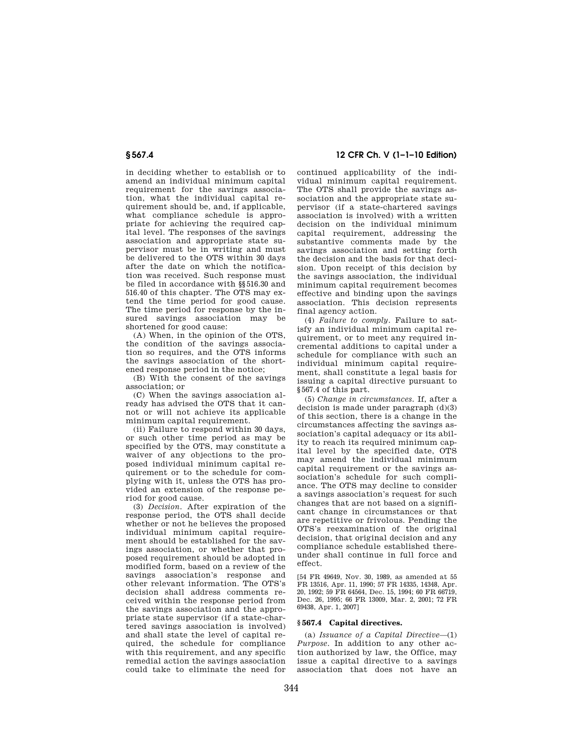in deciding whether to establish or to amend an individual minimum capital requirement for the savings association, what the individual capital requirement should be, and, if applicable, what compliance schedule is appropriate for achieving the required capital level. The responses of the savings association and appropriate state supervisor must be in writing and must be delivered to the OTS within 30 days after the date on which the notification was received. Such response must be filed in accordance with §§516.30 and 516.40 of this chapter. The OTS may extend the time period for good cause. The time period for response by the insured savings association may be shortened for good cause:

(A) When, in the opinion of the OTS, the condition of the savings association so requires, and the OTS informs the savings association of the shortened response period in the notice;

(B) With the consent of the savings association; or

(C) When the savings association already has advised the OTS that it cannot or will not achieve its applicable minimum capital requirement.

(ii) Failure to respond within 30 days, or such other time period as may be specified by the OTS, may constitute a waiver of any objections to the proposed individual minimum capital requirement or to the schedule for complying with it, unless the OTS has provided an extension of the response period for good cause.

(3) *Decision.* After expiration of the response period, the OTS shall decide whether or not he believes the proposed individual minimum capital requirement should be established for the savings association, or whether that proposed requirement should be adopted in modified form, based on a review of the savings association's response and other relevant information. The OTS's decision shall address comments received within the response period from the savings association and the appropriate state supervisor (if a state-chartered savings association is involved) and shall state the level of capital required, the schedule for compliance with this requirement, and any specific remedial action the savings association could take to eliminate the need for continued applicability of the individual minimum capital requirement. The OTS shall provide the savings association and the appropriate state supervisor (if a state-chartered savings association is involved) with a written decision on the individual minimum capital requirement, addressing the substantive comments made by the savings association and setting forth the decision and the basis for that decision. Upon receipt of this decision by the savings association, the individual minimum capital requirement becomes effective and binding upon the savings association. This decision represents final agency action.

(4) *Failure to comply.* Failure to satisfy an individual minimum capital requirement, or to meet any required incremental additions to capital under a schedule for compliance with such an individual minimum capital requirement, shall constitute a legal basis for issuing a capital directive pursuant to §567.4 of this part.

(5) *Change in circumstances.* If, after a decision is made under paragraph (d)(3) of this section, there is a change in the circumstances affecting the savings association's capital adequacy or its ability to reach its required minimum capital level by the specified date, OTS may amend the individual minimum capital requirement or the savings association's schedule for such compliance. The OTS may decline to consider a savings association's request for such changes that are not based on a significant change in circumstances or that are repetitive or frivolous. Pending the OTS's reexamination of the original decision, that original decision and any compliance schedule established thereunder shall continue in full force and effect.

[54 FR 49649, Nov. 30, 1989, as amended at 55 FR 13516, Apr. 11, 1990; 57 FR 14335, 14348, Apr. 20, 1992; 59 FR 64564, Dec. 15, 1994; 60 FR 66719, Dec. 26, 1995; 66 FR 13009, Mar. 2, 2001; 72 FR 69438, Apr. 1, 2007]

## §567.4 Capital directives.

(a) *Issuance of a Capital Directive*—(1) *Purpose.* In addition to any other action authorized by law, the Office, may issue a capital directive to a savings association that does not have an